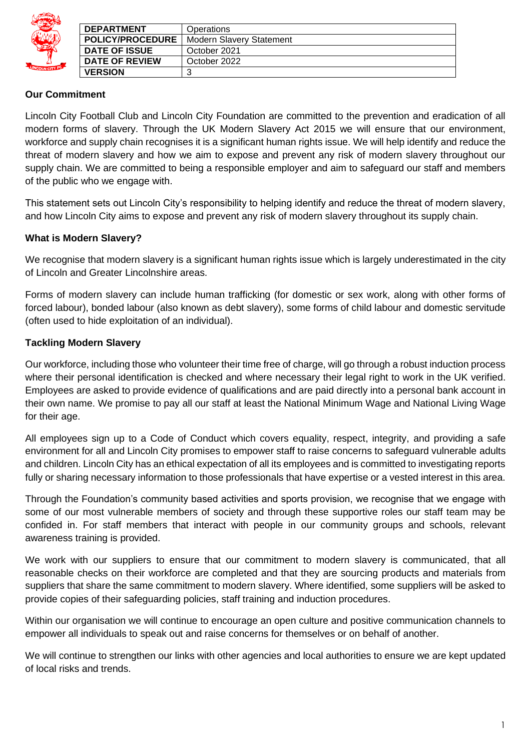| DEPARTMENT | Operations |
|---|---|
| POLICY/PROCEDURE | Modern Slavery Statement |
| DATE OF ISSUE | October 2021 |
| DATE OF REVIEW | October 2022 |
| VERSION | 3 |

**Our Commitment**

Lincoln City Football Club and Lincoln City Foundation are committed to the prevention and eradication of all modern forms of slavery. Through the UK Modern Slavery Act 2015 we will ensure that our environment, workforce and supply chain recognises it is a significant human rights issue. We will help identify and reduce the threat of modern slavery and how we aim to expose and prevent any risk of modern slavery throughout our supply chain. We are committed to being a responsible employer and aim to safeguard our staff and members of the public who we engage with.

This statement sets out Lincoln City's responsibility to helping identify and reduce the threat of modern slavery, and how Lincoln City aims to expose and prevent any risk of modern slavery throughout its supply chain.

**What is Modern Slavery?**

We recognise that modern slavery is a significant human rights issue which is largely underestimated in the city of Lincoln and Greater Lincolnshire areas.

Forms of modern slavery can include human trafficking (for domestic or sex work, along with other forms of forced labour), bonded labour (also known as debt slavery), some forms of child labour and domestic servitude (often used to hide exploitation of an individual).

**Tackling Modern Slavery**

Our workforce, including those who volunteer their time free of charge, will go through a robust induction process where their personal identification is checked and where necessary their legal right to work in the UK verified. Employees are asked to provide evidence of qualifications and are paid directly into a personal bank account in their own name. We promise to pay all our staff at least the National Minimum Wage and National Living Wage for their age.

All employees sign up to a Code of Conduct which covers equality, respect, integrity, and providing a safe environment for all and Lincoln City promises to empower staff to raise concerns to safeguard vulnerable adults and children. Lincoln City has an ethical expectation of all its employees and is committed to investigating reports fully or sharing necessary information to those professionals that have expertise or a vested interest in this area.

Through the Foundation's community based activities and sports provision, we recognise that we engage with some of our most vulnerable members of society and through these supportive roles our staff team may be confided in. For staff members that interact with people in our community groups and schools, relevant awareness training is provided.

We work with our suppliers to ensure that our commitment to modern slavery is communicated, that all reasonable checks on their workforce are completed and that they are sourcing products and materials from suppliers that share the same commitment to modern slavery. Where identified, some suppliers will be asked to provide copies of their safeguarding policies, staff training and induction procedures.

Within our organisation we will continue to encourage an open culture and positive communication channels to empower all individuals to speak out and raise concerns for themselves or on behalf of another.

We will continue to strengthen our links with other agencies and local authorities to ensure we are kept updated of local risks and trends.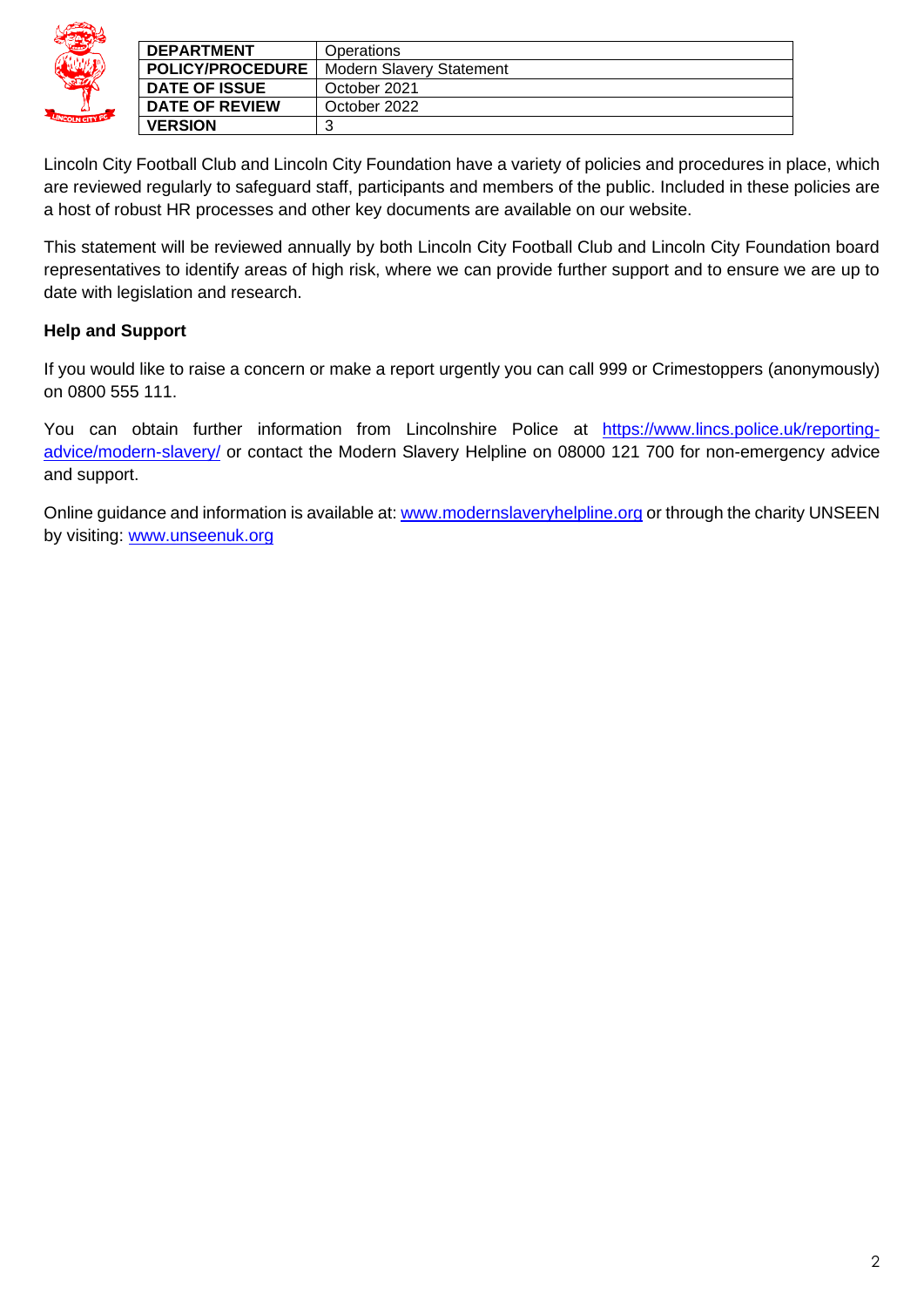| | |
|---|---|
| **DEPARTMENT** | Operations |
| **POLICY/PROCEDURE** | Modern Slavery Statement |
| **DATE OF ISSUE** | October 2021 |
| **DATE OF REVIEW** | October 2022 |
| **VERSION** | 3 |

Lincoln City Football Club and Lincoln City Foundation have a variety of policies and procedures in place, which are reviewed regularly to safeguard staff, participants and members of the public. Included in these policies are a host of robust HR processes and other key documents are available on our website.

This statement will be reviewed annually by both Lincoln City Football Club and Lincoln City Foundation board representatives to identify areas of high risk, where we can provide further support and to ensure we are up to date with legislation and research.

**Help and Support**

If you would like to raise a concern or make a report urgently you can call 999 or Crimestoppers (anonymously) on 0800 555 111.

You can obtain further information from Lincolnshire Police at [https://www.lincs.police.uk/reporting-advice/modern-slavery/](https://www.lincs.police.uk/reporting-advice/modern-slavery/) or contact the Modern Slavery Helpline on 08000 121 700 for non-emergency advice and support.

Online guidance and information is available at: [www.modernslaveryhelpline.org](http://www.modernslaveryhelpline.org) or through the charity UNSEEN by visiting: [www.unseenuk.org](http://www.unseenuk.org)